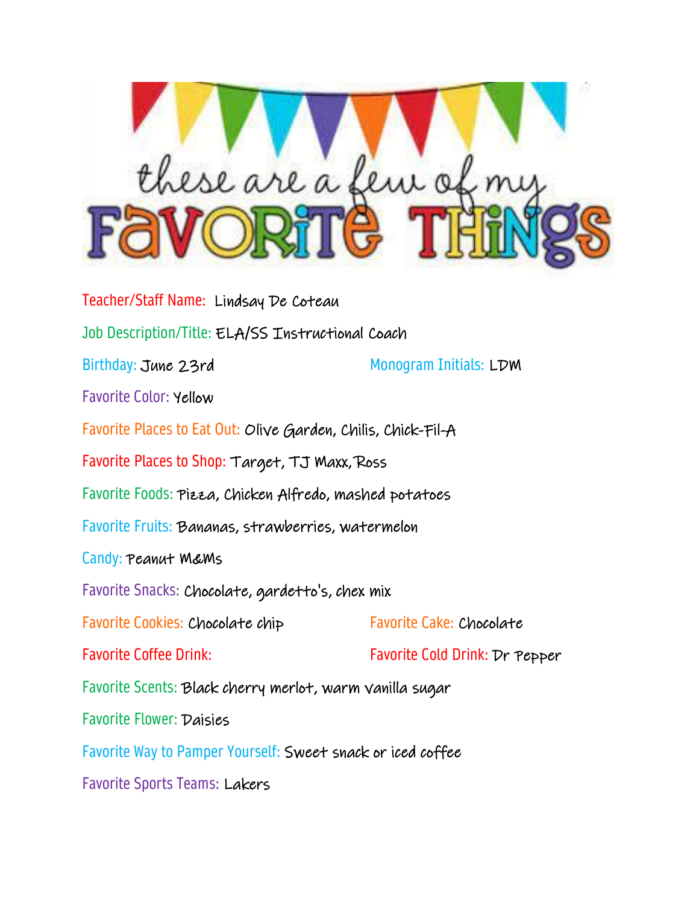# these are a few of my FAVORITE THINGS

Teacher/Staff Name: Lindsay De Coteau

Job Description/Title: ELA/SS Instructional Coach

Birthday: June 23rd

Monogram Initials: LDM

Favorite Color: Yellow

Favorite Places to Eat Out: Olive Garden, Chilis, Chick-Fil-A

Favorite Places to Shop: Target, TJ Maxx, Ross

Favorite Foods: Pizza, Chicken Alfredo, mashed potatoes

Favorite Fruits: Bananas, strawberries, watermelon

Candy: Peanut M&Ms

Favorite Snacks: Chocolate, gardetto's, chex mix

Favorite Cookies: Chocolate chip

Favorite Cake: Chocolate

Favorite Coffee Drink:

Favorite Cold Drink: Dr Pepper

Favorite Scents: Black cherry merlot, warm vanilla sugar

Favorite Flower: Daisies

Favorite Way to Pamper Yourself: Sweet snack or iced coffee

Favorite Sports Teams: Lakers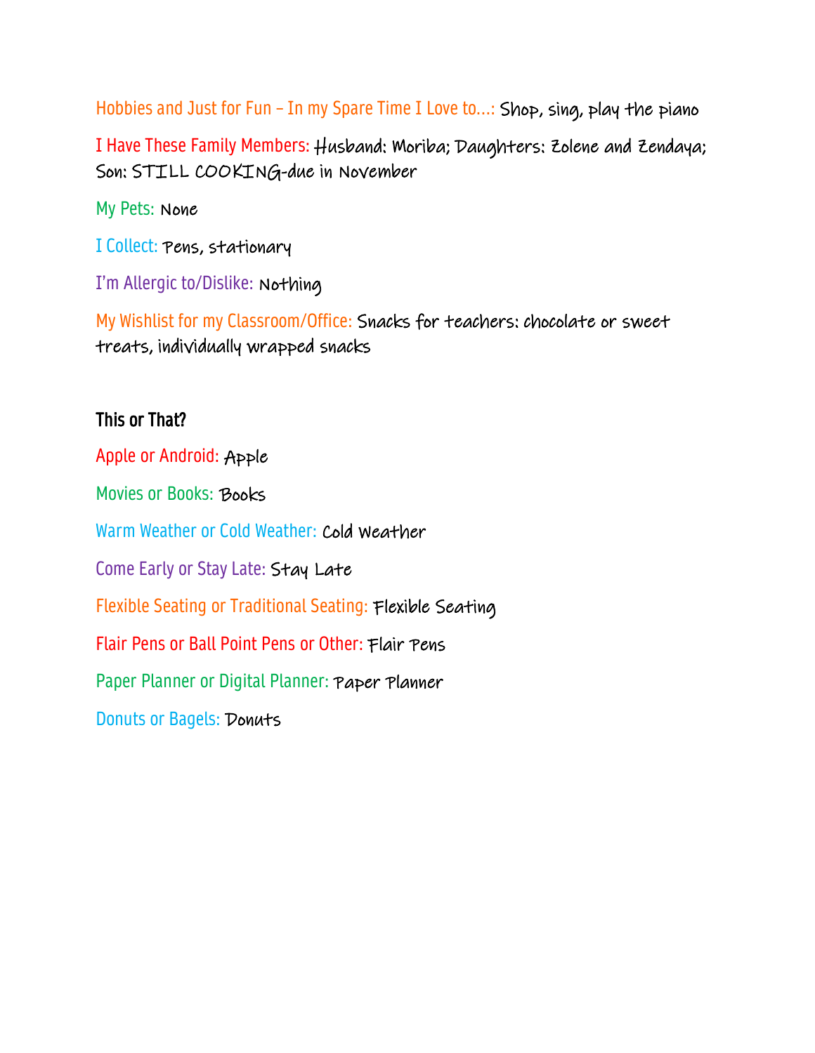Hobbies and Just for Fun – In my Spare Time I Love to…: Shop, sing, play the piano

I Have These Family Members: Husband: Moriba; Daughters: Zolene and Zendaya; Son: STILL COOKING-due in November

My Pets: None

I Collect: Pens, stationary

I'm Allergic to/Dislike: Nothing

My Wishlist for my Classroom/Office: Snacks for teachers: chocolate or sweet treats, individually wrapped snacks

**This or That?**

Apple or Android: Apple

Movies or Books: Books

Warm Weather or Cold Weather: Cold Weather

Come Early or Stay Late: Stay Late

Flexible Seating or Traditional Seating: Flexible Seating

Flair Pens or Ball Point Pens or Other: Flair Pens

Paper Planner or Digital Planner: Paper Planner

Donuts or Bagels: Donuts